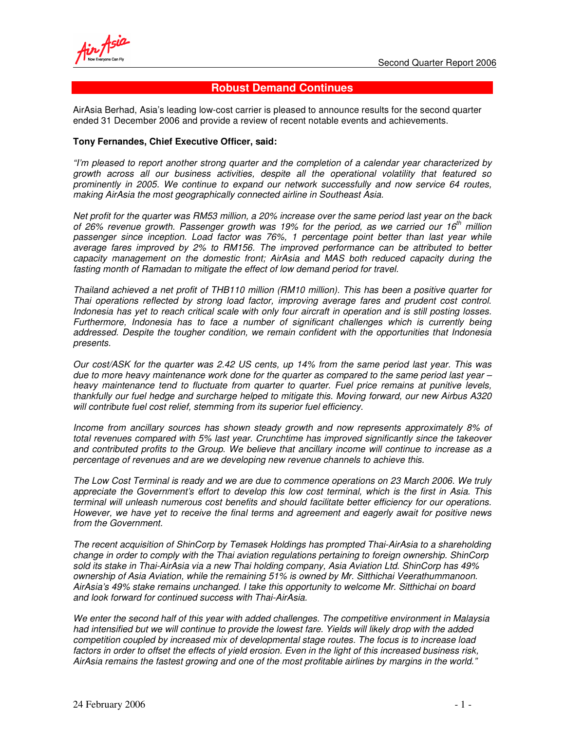## Robust Demand Continues

AirAsia Berhad, Asia's leading low-cost carrier is pleased to announce results for the second quarter ended 31 December 2006 and provide a review of recent notable events and achievements.

**Tony Fernandes, Chief Executive Officer, said:**

*"I'm pleased to report another strong quarter and the completion of a calendar year characterized by growth across all our business activities, despite all the operational volatility that featured so prominently in 2005. We continue to expand our network successfully and now service 64 routes, making AirAsia the most geographically connected airline in Southeast Asia.*

*Net profit for the quarter was RM53 million, a 20% increase over the same period last year on the back of 26% revenue growth. Passenger growth was 19% for the period, as we carried our 16th million passenger since inception. Load factor was 76%, 1 percentage point better than last year while average fares improved by 2% to RM156. The improved performance can be attributed to better capacity management on the domestic front; AirAsia and MAS both reduced capacity during the fasting month of Ramadan to mitigate the effect of low demand period for travel.*

*Thailand achieved a net profit of THB110 million (RM10 million). This has been a positive quarter for Thai operations reflected by strong load factor, improving average fares and prudent cost control. Indonesia has yet to reach critical scale with only four aircraft in operation and is still posting losses. Furthermore, Indonesia has to face a number of significant challenges which is currently being addressed. Despite the tougher condition, we remain confident with the opportunities that Indonesia presents.*

*Our cost/ASK for the quarter was 2.42 US cents, up 14% from the same period last year. This was due to more heavy maintenance work done for the quarter as compared to the same period last year – heavy maintenance tend to fluctuate from quarter to quarter. Fuel price remains at punitive levels, thankfully our fuel hedge and surcharge helped to mitigate this. Moving forward, our new Airbus A320 will contribute fuel cost relief, stemming from its superior fuel efficiency.*

*Income from ancillary sources has shown steady growth and now represents approximately 8% of total revenues compared with 5% last year. Crunchtime has improved significantly since the takeover and contributed profits to the Group. We believe that ancillary income will continue to increase as a percentage of revenues and are we developing new revenue channels to achieve this.*

*The Low Cost Terminal is ready and we are due to commence operations on 23 March 2006. We truly appreciate the Government's effort to develop this low cost terminal, which is the first in Asia. This terminal will unleash numerous cost benefits and should facilitate better efficiency for our operations. However, we have yet to receive the final terms and agreement and eagerly await for positive news from the Government.*

*The recent acquisition of ShinCorp by Temasek Holdings has prompted Thai-AirAsia to a shareholding change in order to comply with the Thai aviation regulations pertaining to foreign ownership. ShinCorp sold its stake in Thai-AirAsia via a new Thai holding company, Asia Aviation Ltd. ShinCorp has 49% ownership of Asia Aviation, while the remaining 51% is owned by Mr. Sitthichai Veerathummanoon. AirAsia's 49% stake remains unchanged. I take this opportunity to welcome Mr. Sitthichai on board and look forward for continued success with Thai-AirAsia.*

*We enter the second half of this year with added challenges. The competitive environment in Malaysia had intensified but we will continue to provide the lowest fare. Yields will likely drop with the added competition coupled by increased mix of developmental stage routes. The focus is to increase load factors in order to offset the effects of yield erosion. Even in the light of this increased business risk, AirAsia remains the fastest growing and one of the most profitable airlines by margins in the world."*

24 February 2006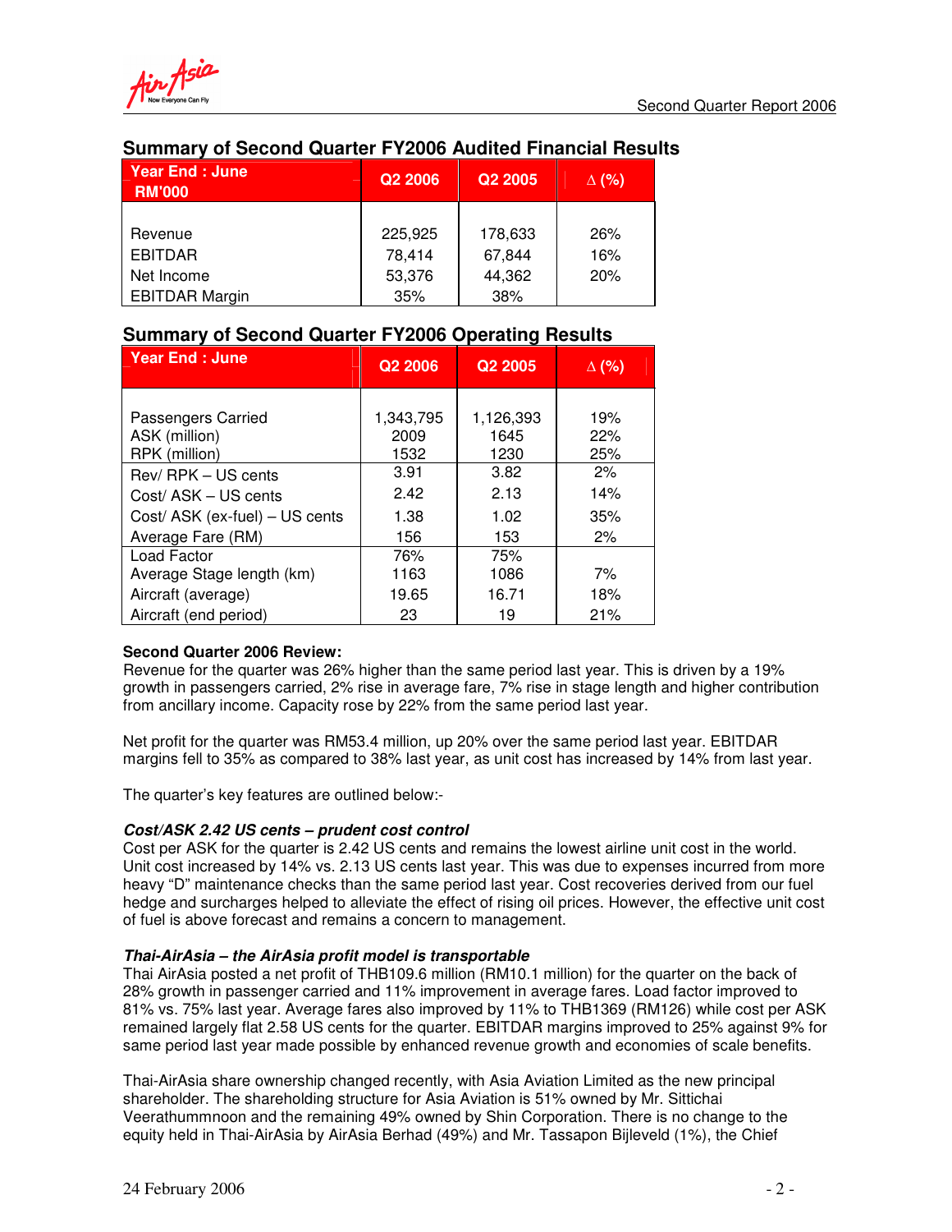## Summary of Second Quarter FY2006 Audited Financial Results

| Year End : June RM'000 | Q2 2006 | Q2 2005 | Δ (%) |
|---|---|---|---|
| Revenue | 225,925 | 178,633 | 26% |
| EBITDAR | 78,414 | 67,844 | 16% |
| Net Income | 53,376 | 44,362 | 20% |
| EBITDAR Margin | 35% | 38% | |

## Summary of Second Quarter FY2006 Operating Results

| Year End : June | Q2 2006 | Q2 2005 | Δ (%) |
|---|---|---|---|
| Passengers Carried | 1,343,795 | 1,126,393 | 19% |
| ASK (million) | 2009 | 1645 | 22% |
| RPK (million) | 1532 | 1230 | 25% |
| Rev/ RPK – US cents | 3.91 | 3.82 | 2% |
| Cost/ ASK – US cents | 2.42 | 2.13 | 14% |
| Cost/ ASK (ex-fuel) – US cents | 1.38 | 1.02 | 35% |
| Average Fare (RM) | 156 | 153 | 2% |
| Load Factor | 76% | 75% | |
| Average Stage length (km) | 1163 | 1086 | 7% |
| Aircraft (average) | 19.65 | 16.71 | 18% |
| Aircraft (end period) | 23 | 19 | 21% |

**Second Quarter 2006 Review:**
Revenue for the quarter was 26% higher than the same period last year. This is driven by a 19% growth in passengers carried, 2% rise in average fare, 7% rise in stage length and higher contribution from ancillary income. Capacity rose by 22% from the same period last year.

Net profit for the quarter was RM53.4 million, up 20% over the same period last year. EBITDAR margins fell to 35% as compared to 38% last year, as unit cost has increased by 14% from last year.

The quarter's key features are outlined below:-

***Cost/ASK 2.42 US cents – prudent cost control***
Cost per ASK for the quarter is 2.42 US cents and remains the lowest airline unit cost in the world. Unit cost increased by 14% vs. 2.13 US cents last year. This was due to expenses incurred from more heavy "D" maintenance checks than the same period last year. Cost recoveries derived from our fuel hedge and surcharges helped to alleviate the effect of rising oil prices. However, the effective unit cost of fuel is above forecast and remains a concern to management.

***Thai-AirAsia – the AirAsia profit model is transportable***
Thai AirAsia posted a net profit of THB109.6 million (RM10.1 million) for the quarter on the back of 28% growth in passenger carried and 11% improvement in average fares. Load factor improved to 81% vs. 75% last year. Average fares also improved by 11% to THB1369 (RM126) while cost per ASK remained largely flat 2.58 US cents for the quarter. EBITDAR margins improved to 25% against 9% for same period last year made possible by enhanced revenue growth and economies of scale benefits.

Thai-AirAsia share ownership changed recently, with Asia Aviation Limited as the new principal shareholder. The shareholding structure for Asia Aviation is 51% owned by Mr. Sittichai Veerathummnoon and the remaining 49% owned by Shin Corporation. There is no change to the equity held in Thai-AirAsia by AirAsia Berhad (49%) and Mr. Tassapon Bijleveld (1%), the Chief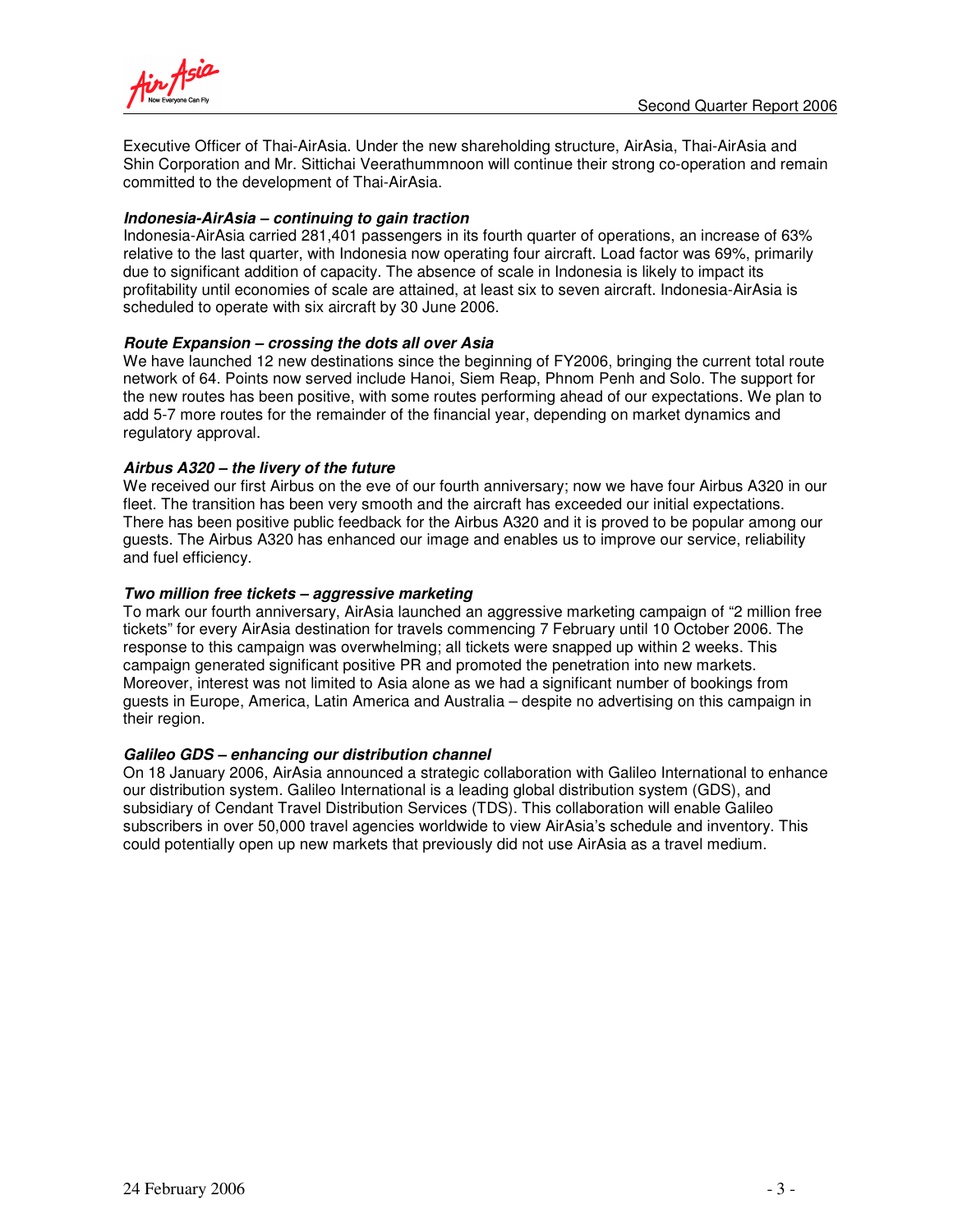Executive Officer of Thai-AirAsia. Under the new shareholding structure, AirAsia, Thai-AirAsia and Shin Corporation and Mr. Sittichai Veerathummnoon will continue their strong co-operation and remain committed to the development of Thai-AirAsia.

***Indonesia-AirAsia – continuing to gain traction***

Indonesia-AirAsia carried 281,401 passengers in its fourth quarter of operations, an increase of 63% relative to the last quarter, with Indonesia now operating four aircraft. Load factor was 69%, primarily due to significant addition of capacity. The absence of scale in Indonesia is likely to impact its profitability until economies of scale are attained, at least six to seven aircraft. Indonesia-AirAsia is scheduled to operate with six aircraft by 30 June 2006.

***Route Expansion – crossing the dots all over Asia***

We have launched 12 new destinations since the beginning of FY2006, bringing the current total route network of 64. Points now served include Hanoi, Siem Reap, Phnom Penh and Solo. The support for the new routes has been positive, with some routes performing ahead of our expectations. We plan to add 5-7 more routes for the remainder of the financial year, depending on market dynamics and regulatory approval.

***Airbus A320 – the livery of the future***

We received our first Airbus on the eve of our fourth anniversary; now we have four Airbus A320 in our fleet. The transition has been very smooth and the aircraft has exceeded our initial expectations. There has been positive public feedback for the Airbus A320 and it is proved to be popular among our guests. The Airbus A320 has enhanced our image and enables us to improve our service, reliability and fuel efficiency.

***Two million free tickets – aggressive marketing***

To mark our fourth anniversary, AirAsia launched an aggressive marketing campaign of "2 million free tickets" for every AirAsia destination for travels commencing 7 February until 10 October 2006. The response to this campaign was overwhelming; all tickets were snapped up within 2 weeks. This campaign generated significant positive PR and promoted the penetration into new markets. Moreover, interest was not limited to Asia alone as we had a significant number of bookings from guests in Europe, America, Latin America and Australia – despite no advertising on this campaign in their region.

***Galileo GDS – enhancing our distribution channel***

On 18 January 2006, AirAsia announced a strategic collaboration with Galileo International to enhance our distribution system. Galileo International is a leading global distribution system (GDS), and subsidiary of Cendant Travel Distribution Services (TDS). This collaboration will enable Galileo subscribers in over 50,000 travel agencies worldwide to view AirAsia's schedule and inventory. This could potentially open up new markets that previously did not use AirAsia as a travel medium.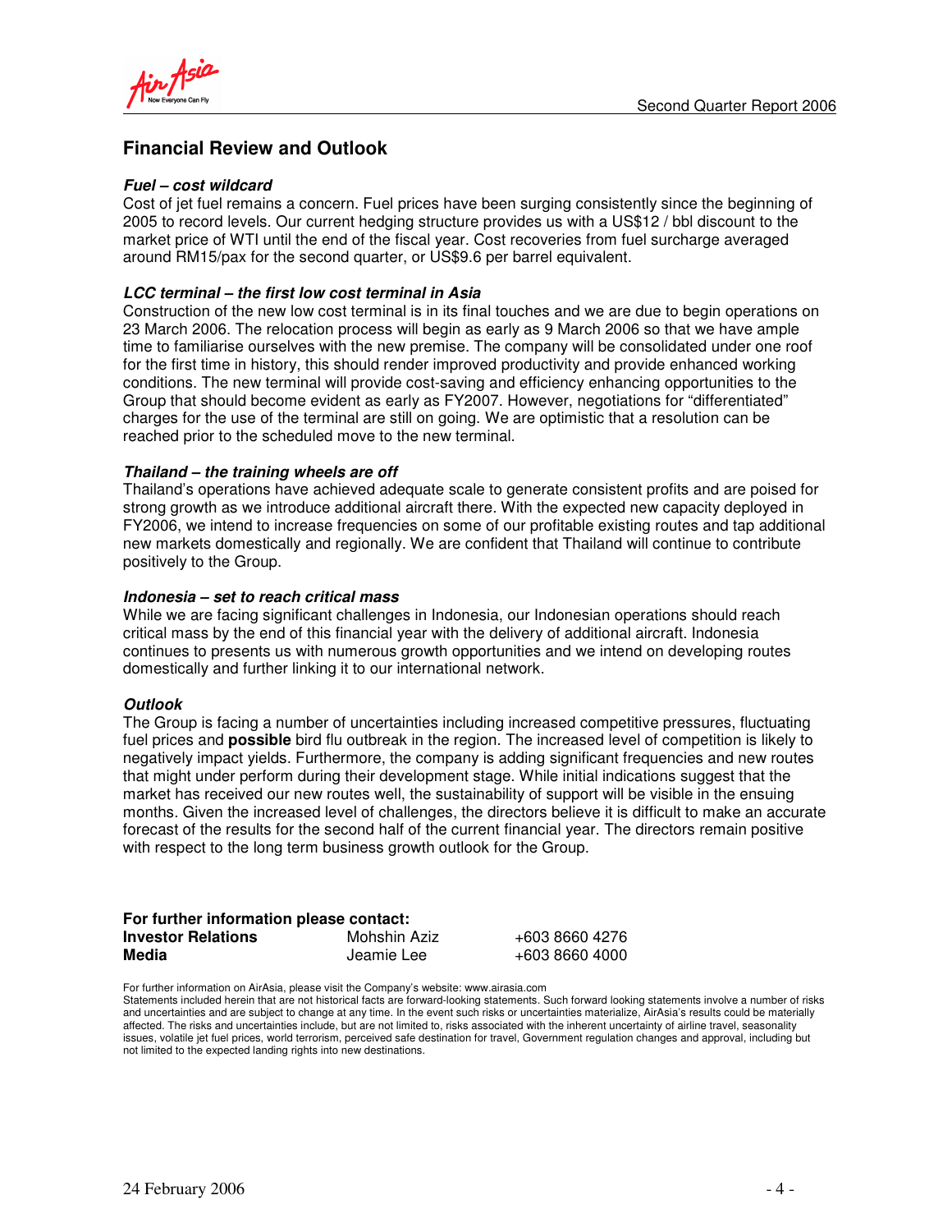## Financial Review and Outlook

***Fuel – cost wildcard***

Cost of jet fuel remains a concern. Fuel prices have been surging consistently since the beginning of 2005 to record levels. Our current hedging structure provides us with a US$12 / bbl discount to the market price of WTI until the end of the fiscal year. Cost recoveries from fuel surcharge averaged around RM15/pax for the second quarter, or US$9.6 per barrel equivalent.

***LCC terminal – the first low cost terminal in Asia***

Construction of the new low cost terminal is in its final touches and we are due to begin operations on 23 March 2006. The relocation process will begin as early as 9 March 2006 so that we have ample time to familiarise ourselves with the new premise. The company will be consolidated under one roof for the first time in history, this should render improved productivity and provide enhanced working conditions. The new terminal will provide cost-saving and efficiency enhancing opportunities to the Group that should become evident as early as FY2007. However, negotiations for "differentiated" charges for the use of the terminal are still on going. We are optimistic that a resolution can be reached prior to the scheduled move to the new terminal.

***Thailand – the training wheels are off***

Thailand's operations have achieved adequate scale to generate consistent profits and are poised for strong growth as we introduce additional aircraft there. With the expected new capacity deployed in FY2006, we intend to increase frequencies on some of our profitable existing routes and tap additional new markets domestically and regionally. We are confident that Thailand will continue to contribute positively to the Group.

***Indonesia – set to reach critical mass***

While we are facing significant challenges in Indonesia, our Indonesian operations should reach critical mass by the end of this financial year with the delivery of additional aircraft. Indonesia continues to presents us with numerous growth opportunities and we intend on developing routes domestically and further linking it to our international network.

***Outlook***

The Group is facing a number of uncertainties including increased competitive pressures, fluctuating fuel prices and **possible** bird flu outbreak in the region. The increased level of competition is likely to negatively impact yields. Furthermore, the company is adding significant frequencies and new routes that might under perform during their development stage. While initial indications suggest that the market has received our new routes well, the sustainability of support will be visible in the ensuing months. Given the increased level of challenges, the directors believe it is difficult to make an accurate forecast of the results for the second half of the current financial year. The directors remain positive with respect to the long term business growth outlook for the Group.

**For further information please contact:**

| | | |
|---|---|---|
| **Investor Relations** | Mohshin Aziz | +603 8660 4276 |
| **Media** | Jeamie Lee | +603 8660 4000 |

For further information on AirAsia, please visit the Company's website: www.airasia.com

Statements included herein that are not historical facts are forward-looking statements. Such forward looking statements involve a number of risks and uncertainties and are subject to change at any time. In the event such risks or uncertainties materialize, AirAsia's results could be materially affected. The risks and uncertainties include, but are not limited to, risks associated with the inherent uncertainty of airline travel, seasonality issues, volatile jet fuel prices, world terrorism, perceived safe destination for travel, Government regulation changes and approval, including but not limited to the expected landing rights into new destinations.

24 February 2006